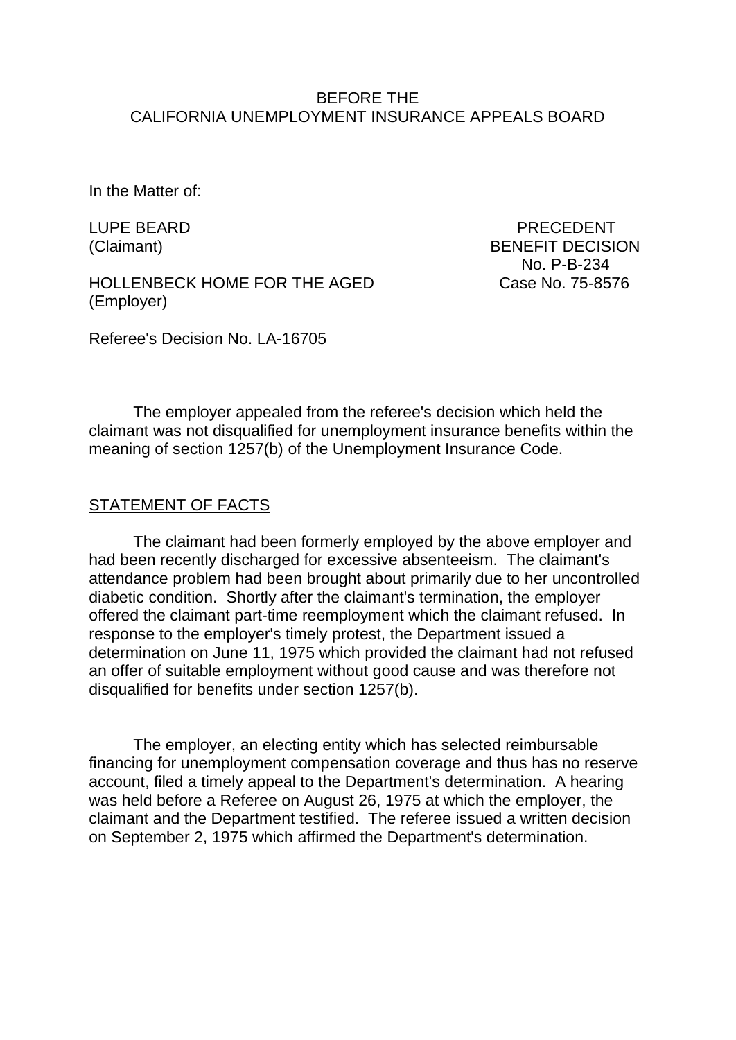BEFORE THE
CALIFORNIA UNEMPLOYMENT INSURANCE APPEALS BOARD

In the Matter of:

LUPE BEARD (Claimant)

HOLLENBECK HOME FOR THE AGED (Employer)

PRECEDENT BENEFIT DECISION No. P-B-234
Case No. 75-8576

Referee's Decision No. LA-16705

The employer appealed from the referee's decision which held the claimant was not disqualified for unemployment insurance benefits within the meaning of section 1257(b) of the Unemployment Insurance Code.

STATEMENT OF FACTS

The claimant had been formerly employed by the above employer and had been recently discharged for excessive absenteeism. The claimant's attendance problem had been brought about primarily due to her uncontrolled diabetic condition. Shortly after the claimant's termination, the employer offered the claimant part-time reemployment which the claimant refused. In response to the employer's timely protest, the Department issued a determination on June 11, 1975 which provided the claimant had not refused an offer of suitable employment without good cause and was therefore not disqualified for benefits under section 1257(b).

The employer, an electing entity which has selected reimbursable financing for unemployment compensation coverage and thus has no reserve account, filed a timely appeal to the Department's determination. A hearing was held before a Referee on August 26, 1975 at which the employer, the claimant and the Department testified. The referee issued a written decision on September 2, 1975 which affirmed the Department's determination.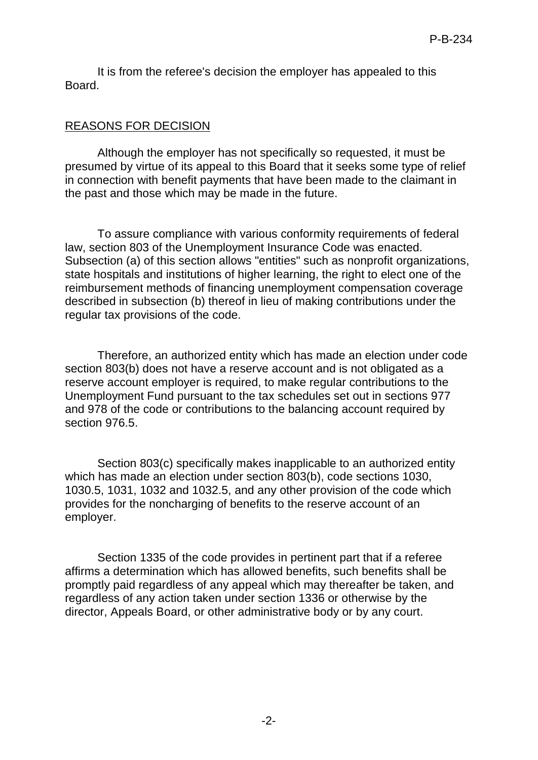It is from the referee's decision the employer has appealed to this Board.

## REASONS FOR DECISION

Although the employer has not specifically so requested, it must be presumed by virtue of its appeal to this Board that it seeks some type of relief in connection with benefit payments that have been made to the claimant in the past and those which may be made in the future.

To assure compliance with various conformity requirements of federal law, section 803 of the Unemployment Insurance Code was enacted. Subsection (a) of this section allows "entities" such as nonprofit organizations, state hospitals and institutions of higher learning, the right to elect one of the reimbursement methods of financing unemployment compensation coverage described in subsection (b) thereof in lieu of making contributions under the regular tax provisions of the code.

Therefore, an authorized entity which has made an election under code section 803(b) does not have a reserve account and is not obligated as a reserve account employer is required, to make regular contributions to the Unemployment Fund pursuant to the tax schedules set out in sections 977 and 978 of the code or contributions to the balancing account required by section 976.5.

Section 803(c) specifically makes inapplicable to an authorized entity which has made an election under section 803(b), code sections 1030, 1030.5, 1031, 1032 and 1032.5, and any other provision of the code which provides for the noncharging of benefits to the reserve account of an employer.

Section 1335 of the code provides in pertinent part that if a referee affirms a determination which has allowed benefits, such benefits shall be promptly paid regardless of any appeal which may thereafter be taken, and regardless of any action taken under section 1336 or otherwise by the director, Appeals Board, or other administrative body or by any court.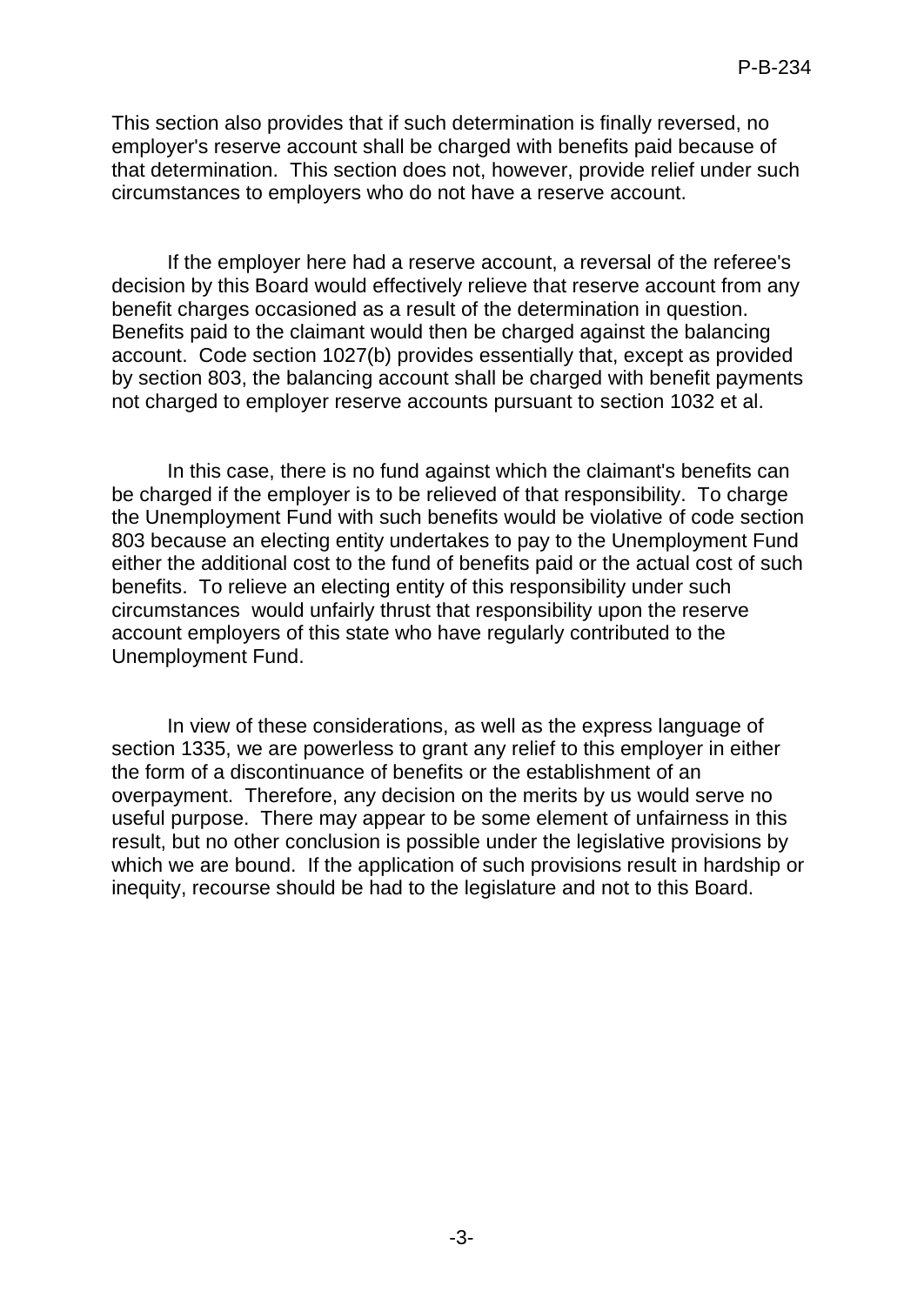This section also provides that if such determination is finally reversed, no employer's reserve account shall be charged with benefits paid because of that determination. This section does not, however, provide relief under such circumstances to employers who do not have a reserve account.

If the employer here had a reserve account, a reversal of the referee's decision by this Board would effectively relieve that reserve account from any benefit charges occasioned as a result of the determination in question. Benefits paid to the claimant would then be charged against the balancing account. Code section 1027(b) provides essentially that, except as provided by section 803, the balancing account shall be charged with benefit payments not charged to employer reserve accounts pursuant to section 1032 et al.

In this case, there is no fund against which the claimant's benefits can be charged if the employer is to be relieved of that responsibility. To charge the Unemployment Fund with such benefits would be violative of code section 803 because an electing entity undertakes to pay to the Unemployment Fund either the additional cost to the fund of benefits paid or the actual cost of such benefits. To relieve an electing entity of this responsibility under such circumstances would unfairly thrust that responsibility upon the reserve account employers of this state who have regularly contributed to the Unemployment Fund.

In view of these considerations, as well as the express language of section 1335, we are powerless to grant any relief to this employer in either the form of a discontinuance of benefits or the establishment of an overpayment. Therefore, any decision on the merits by us would serve no useful purpose. There may appear to be some element of unfairness in this result, but no other conclusion is possible under the legislative provisions by which we are bound. If the application of such provisions result in hardship or inequity, recourse should be had to the legislature and not to this Board.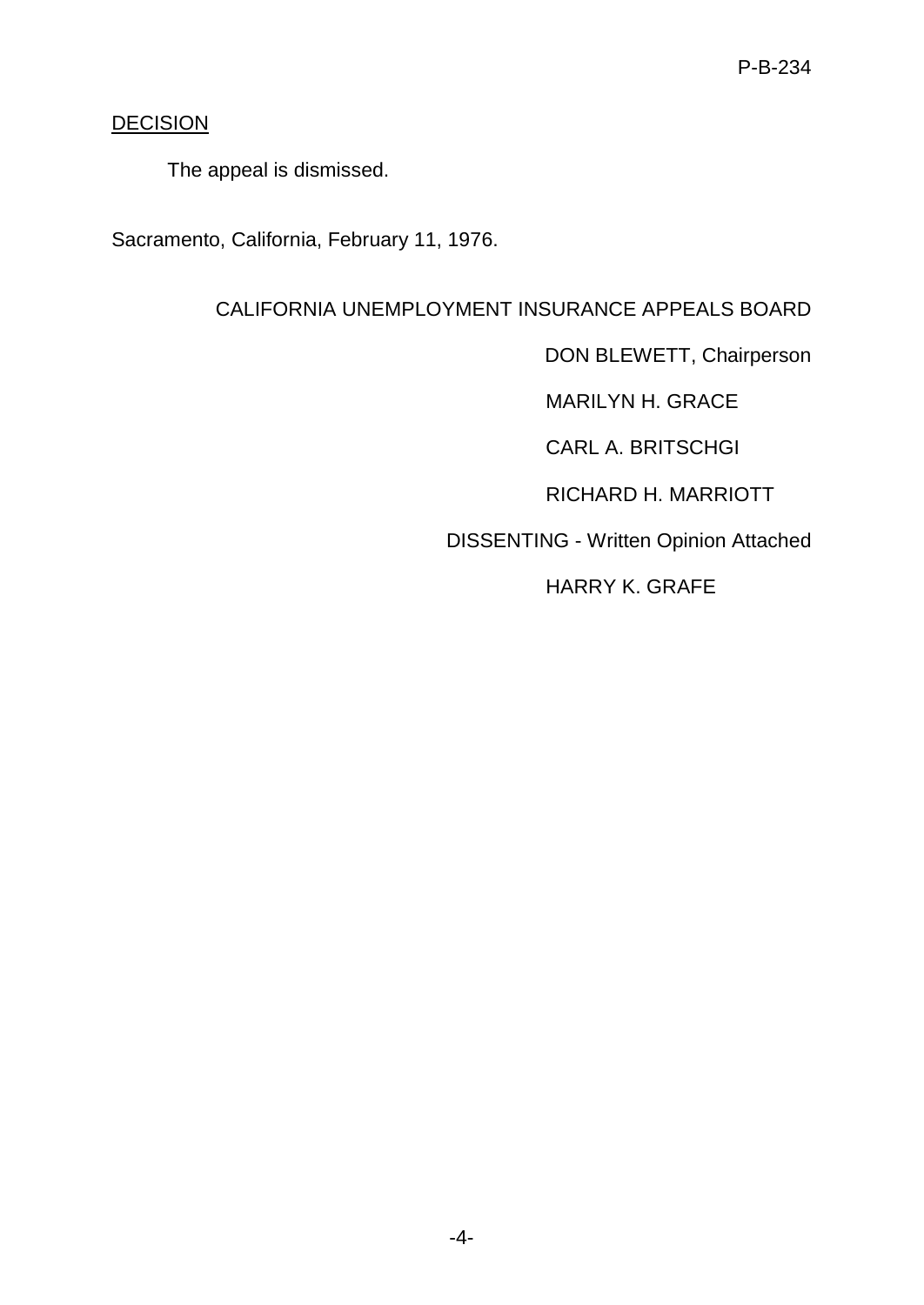## DECISION

The appeal is dismissed.

Sacramento, California, February 11, 1976.

CALIFORNIA UNEMPLOYMENT INSURANCE APPEALS BOARD

DON BLEWETT, Chairperson

MARILYN H. GRACE

CARL A. BRITSCHGI

RICHARD H. MARRIOTT

DISSENTING - Written Opinion Attached

HARRY K. GRAFE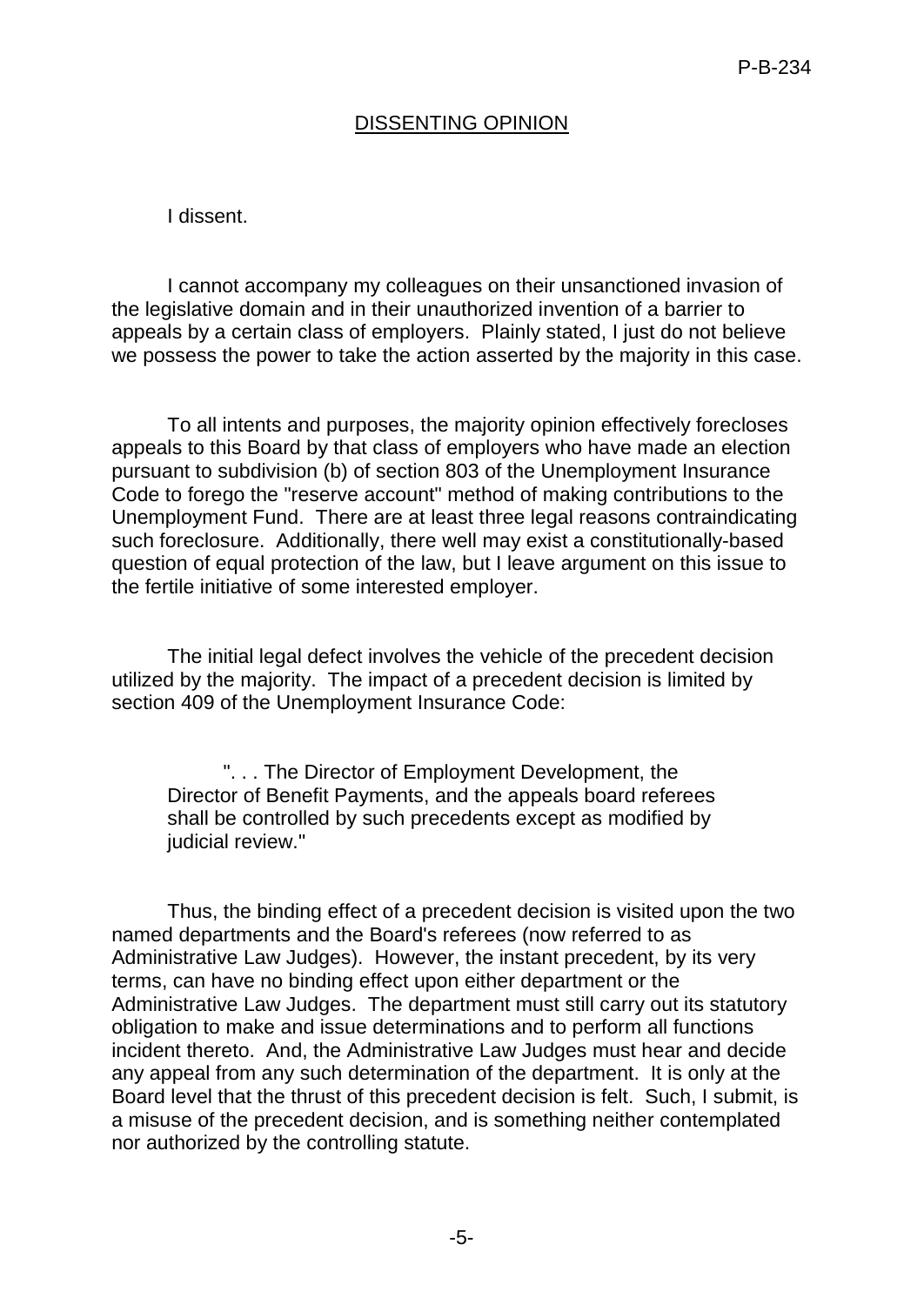## DISSENTING OPINION

I dissent.

I cannot accompany my colleagues on their unsanctioned invasion of the legislative domain and in their unauthorized invention of a barrier to appeals by a certain class of employers. Plainly stated, I just do not believe we possess the power to take the action asserted by the majority in this case.

To all intents and purposes, the majority opinion effectively forecloses appeals to this Board by that class of employers who have made an election pursuant to subdivision (b) of section 803 of the Unemployment Insurance Code to forego the "reserve account" method of making contributions to the Unemployment Fund. There are at least three legal reasons contraindicating such foreclosure. Additionally, there well may exist a constitutionally-based question of equal protection of the law, but I leave argument on this issue to the fertile initiative of some interested employer.

The initial legal defect involves the vehicle of the precedent decision utilized by the majority. The impact of a precedent decision is limited by section 409 of the Unemployment Insurance Code:

> ". . . The Director of Employment Development, the Director of Benefit Payments, and the appeals board referees shall be controlled by such precedents except as modified by judicial review."

Thus, the binding effect of a precedent decision is visited upon the two named departments and the Board's referees (now referred to as Administrative Law Judges). However, the instant precedent, by its very terms, can have no binding effect upon either department or the Administrative Law Judges. The department must still carry out its statutory obligation to make and issue determinations and to perform all functions incident thereto. And, the Administrative Law Judges must hear and decide any appeal from any such determination of the department. It is only at the Board level that the thrust of this precedent decision is felt. Such, I submit, is a misuse of the precedent decision, and is something neither contemplated nor authorized by the controlling statute.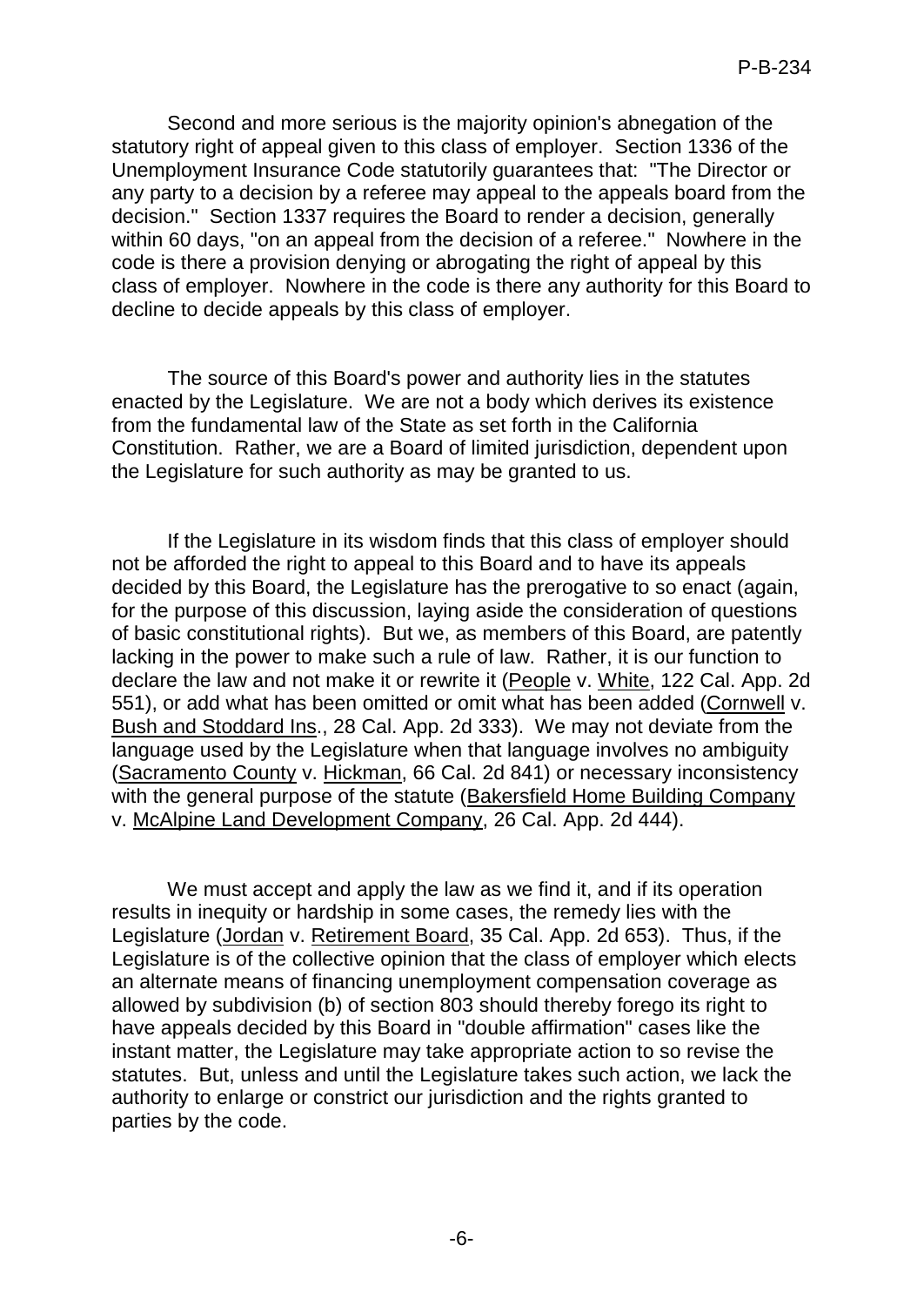Second and more serious is the majority opinion's abnegation of the statutory right of appeal given to this class of employer. Section 1336 of the Unemployment Insurance Code statutorily guarantees that: "The Director or any party to a decision by a referee may appeal to the appeals board from the decision." Section 1337 requires the Board to render a decision, generally within 60 days, "on an appeal from the decision of a referee." Nowhere in the code is there a provision denying or abrogating the right of appeal by this class of employer. Nowhere in the code is there any authority for this Board to decline to decide appeals by this class of employer.

The source of this Board's power and authority lies in the statutes enacted by the Legislature. We are not a body which derives its existence from the fundamental law of the State as set forth in the California Constitution. Rather, we are a Board of limited jurisdiction, dependent upon the Legislature for such authority as may be granted to us.

If the Legislature in its wisdom finds that this class of employer should not be afforded the right to appeal to this Board and to have its appeals decided by this Board, the Legislature has the prerogative to so enact (again, for the purpose of this discussion, laying aside the consideration of questions of basic constitutional rights). But we, as members of this Board, are patently lacking in the power to make such a rule of law. Rather, it is our function to declare the law and not make it or rewrite it (People v. White, 122 Cal. App. 2d 551), or add what has been omitted or omit what has been added (Cornwell v. Bush and Stoddard Ins., 28 Cal. App. 2d 333). We may not deviate from the language used by the Legislature when that language involves no ambiguity (Sacramento County v. Hickman, 66 Cal. 2d 841) or necessary inconsistency with the general purpose of the statute (Bakersfield Home Building Company v. McAlpine Land Development Company, 26 Cal. App. 2d 444).

We must accept and apply the law as we find it, and if its operation results in inequity or hardship in some cases, the remedy lies with the Legislature (Jordan v. Retirement Board, 35 Cal. App. 2d 653). Thus, if the Legislature is of the collective opinion that the class of employer which elects an alternate means of financing unemployment compensation coverage as allowed by subdivision (b) of section 803 should thereby forego its right to have appeals decided by this Board in "double affirmation" cases like the instant matter, the Legislature may take appropriate action to so revise the statutes. But, unless and until the Legislature takes such action, we lack the authority to enlarge or constrict our jurisdiction and the rights granted to parties by the code.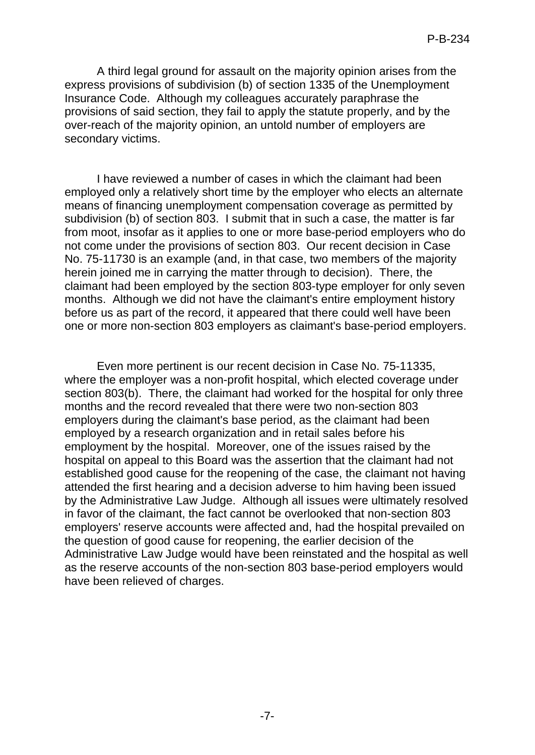A third legal ground for assault on the majority opinion arises from the express provisions of subdivision (b) of section 1335 of the Unemployment Insurance Code. Although my colleagues accurately paraphrase the provisions of said section, they fail to apply the statute properly, and by the over-reach of the majority opinion, an untold number of employers are secondary victims.

I have reviewed a number of cases in which the claimant had been employed only a relatively short time by the employer who elects an alternate means of financing unemployment compensation coverage as permitted by subdivision (b) of section 803. I submit that in such a case, the matter is far from moot, insofar as it applies to one or more base-period employers who do not come under the provisions of section 803. Our recent decision in Case No. 75-11730 is an example (and, in that case, two members of the majority herein joined me in carrying the matter through to decision). There, the claimant had been employed by the section 803-type employer for only seven months. Although we did not have the claimant's entire employment history before us as part of the record, it appeared that there could well have been one or more non-section 803 employers as claimant's base-period employers.

Even more pertinent is our recent decision in Case No. 75-11335, where the employer was a non-profit hospital, which elected coverage under section 803(b). There, the claimant had worked for the hospital for only three months and the record revealed that there were two non-section 803 employers during the claimant's base period, as the claimant had been employed by a research organization and in retail sales before his employment by the hospital. Moreover, one of the issues raised by the hospital on appeal to this Board was the assertion that the claimant had not established good cause for the reopening of the case, the claimant not having attended the first hearing and a decision adverse to him having been issued by the Administrative Law Judge. Although all issues were ultimately resolved in favor of the claimant, the fact cannot be overlooked that non-section 803 employers' reserve accounts were affected and, had the hospital prevailed on the question of good cause for reopening, the earlier decision of the Administrative Law Judge would have been reinstated and the hospital as well as the reserve accounts of the non-section 803 base-period employers would have been relieved of charges.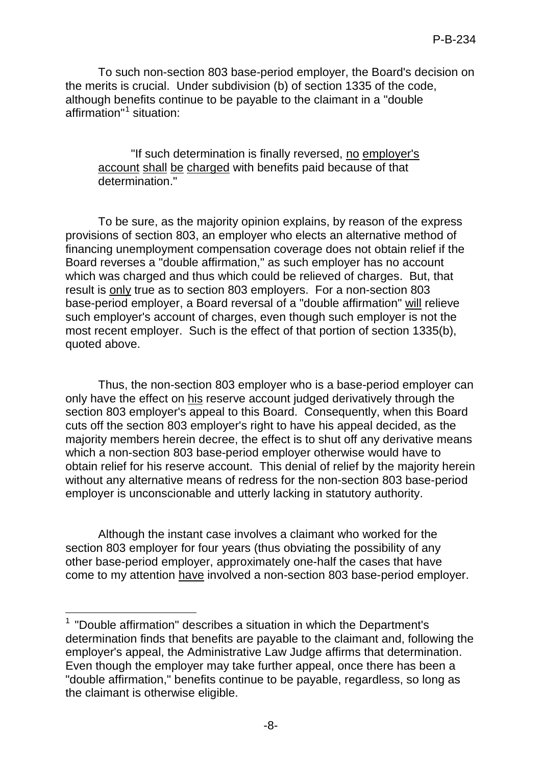To such non-section 803 base-period employer, the Board's decision on the merits is crucial. Under subdivision (b) of section 1335 of the code, although benefits continue to be payable to the claimant in a "double affirmation"[1] situation:

> "If such determination is finally reversed, no employer's account shall be charged with benefits paid because of that determination."

To be sure, as the majority opinion explains, by reason of the express provisions of section 803, an employer who elects an alternative method of financing unemployment compensation coverage does not obtain relief if the Board reverses a "double affirmation," as such employer has no account which was charged and thus which could be relieved of charges. But, that result is only true as to section 803 employers. For a non-section 803 base-period employer, a Board reversal of a "double affirmation" will relieve such employer's account of charges, even though such employer is not the most recent employer. Such is the effect of that portion of section 1335(b), quoted above.

Thus, the non-section 803 employer who is a base-period employer can only have the effect on his reserve account judged derivatively through the section 803 employer's appeal to this Board. Consequently, when this Board cuts off the section 803 employer's right to have his appeal decided, as the majority members herein decree, the effect is to shut off any derivative means which a non-section 803 base-period employer otherwise would have to obtain relief for his reserve account. This denial of relief by the majority herein without any alternative means of redress for the non-section 803 base-period employer is unconscionable and utterly lacking in statutory authority.

Although the instant case involves a claimant who worked for the section 803 employer for four years (thus obviating the possibility of any other base-period employer, approximately one-half the cases that have come to my attention have involved a non-section 803 base-period employer.

---

[1] "Double affirmation" describes a situation in which the Department's determination finds that benefits are payable to the claimant and, following the employer's appeal, the Administrative Law Judge affirms that determination. Even though the employer may take further appeal, once there has been a "double affirmation," benefits continue to be payable, regardless, so long as the claimant is otherwise eligible.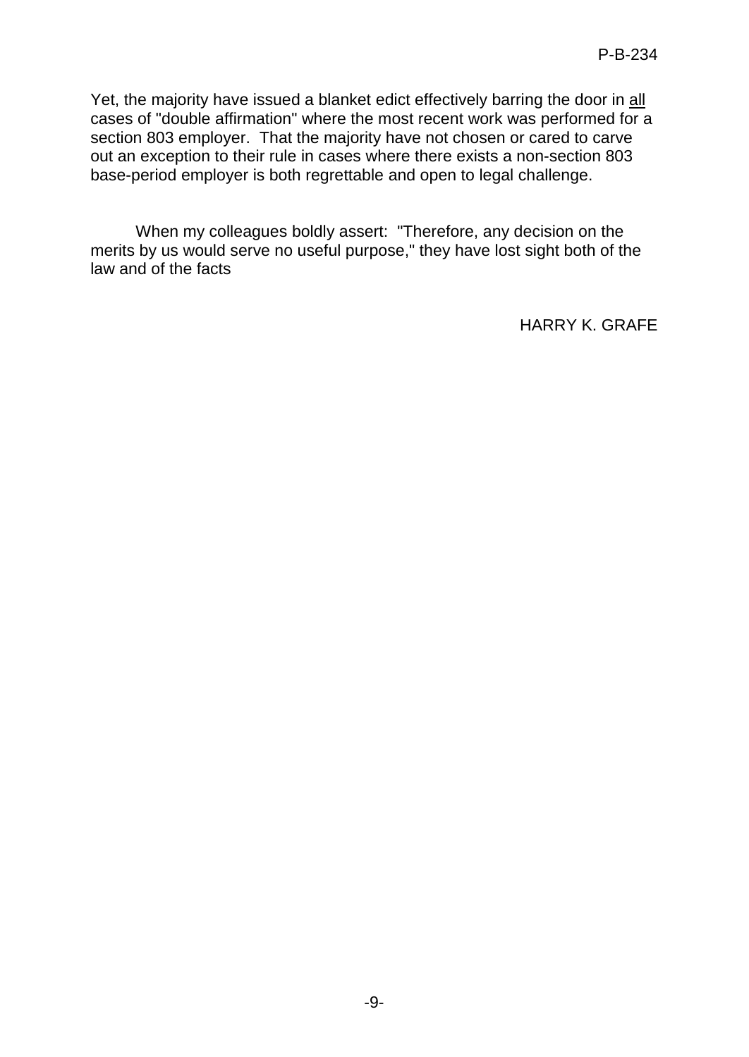Yet, the majority have issued a blanket edict effectively barring the door in <u>all</u> cases of "double affirmation" where the most recent work was performed for a section 803 employer. That the majority have not chosen or cared to carve out an exception to their rule in cases where there exists a non-section 803 base-period employer is both regrettable and open to legal challenge.

When my colleagues boldly assert: "Therefore, any decision on the merits by us would serve no useful purpose," they have lost sight both of the law and of the facts

HARRY K. GRAFE